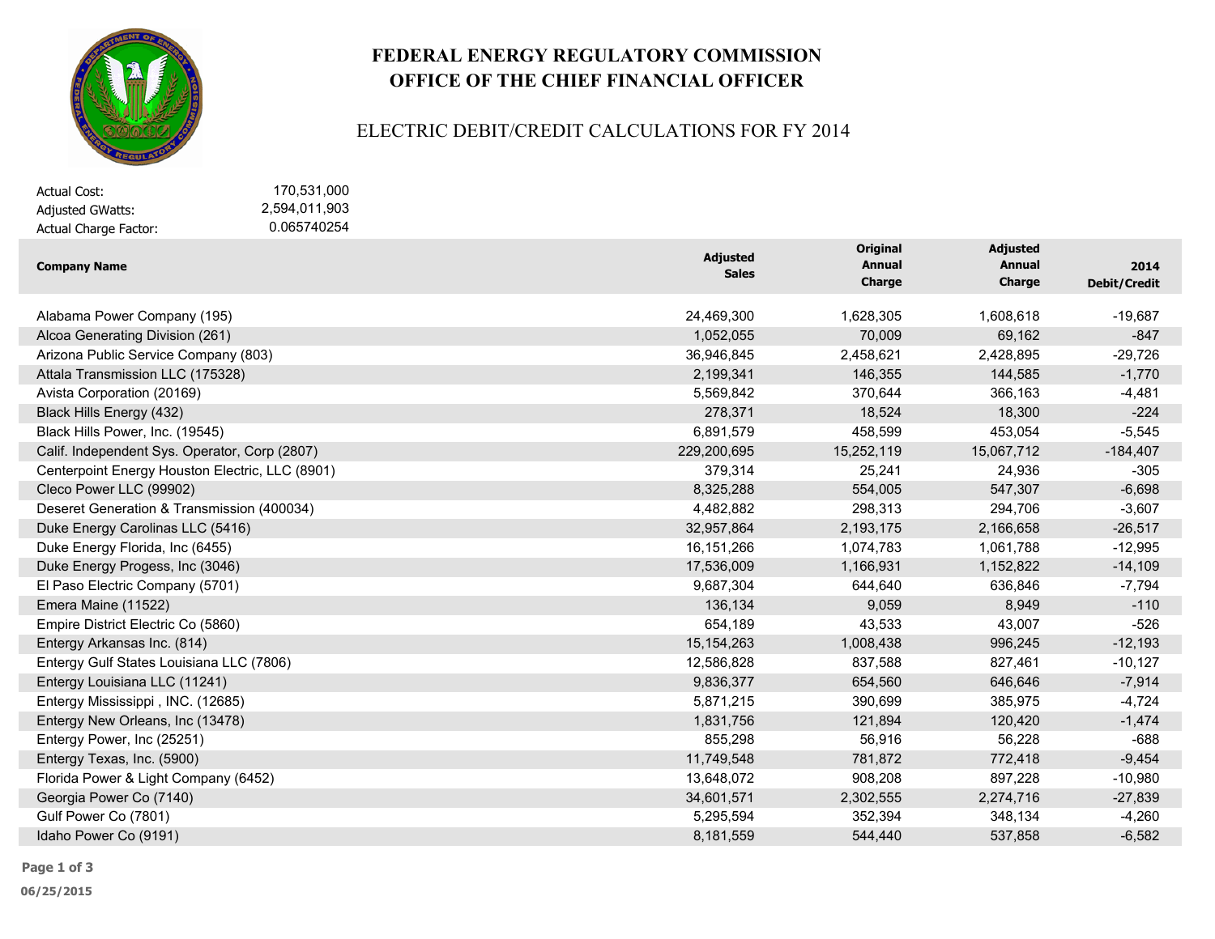# FEDERAL ENERGY REGULATORY COMMISSION
# OFFICE OF THE CHIEF FINANCIAL OFFICER

## ELECTRIC DEBIT/CREDIT CALCULATIONS FOR FY 2014

| | |
|---|---|
| Actual Cost: | 170,531,000 |
| Adjusted GWatts: | 2,594,011,903 |
| Actual Charge Factor: | 0.065740254 |

| Company Name | Adjusted Sales | Original Annual Charge | Adjusted Annual Charge | 2014 Debit/Credit |
|---|---|---|---|---|
| Alabama Power Company (195) | 24,469,300 | 1,628,305 | 1,608,618 | -19,687 |
| Alcoa Generating Division (261) | 1,052,055 | 70,009 | 69,162 | -847 |
| Arizona Public Service Company (803) | 36,946,845 | 2,458,621 | 2,428,895 | -29,726 |
| Attala Transmission LLC (175328) | 2,199,341 | 146,355 | 144,585 | -1,770 |
| Avista Corporation (20169) | 5,569,842 | 370,644 | 366,163 | -4,481 |
| Black Hills Energy (432) | 278,371 | 18,524 | 18,300 | -224 |
| Black Hills Power, Inc. (19545) | 6,891,579 | 458,599 | 453,054 | -5,545 |
| Calif. Independent Sys. Operator, Corp (2807) | 229,200,695 | 15,252,119 | 15,067,712 | -184,407 |
| Centerpoint Energy Houston Electric, LLC (8901) | 379,314 | 25,241 | 24,936 | -305 |
| Cleco Power LLC (99902) | 8,325,288 | 554,005 | 547,307 | -6,698 |
| Deseret Generation & Transmission (400034) | 4,482,882 | 298,313 | 294,706 | -3,607 |
| Duke Energy Carolinas LLC (5416) | 32,957,864 | 2,193,175 | 2,166,658 | -26,517 |
| Duke Energy Florida, Inc (6455) | 16,151,266 | 1,074,783 | 1,061,788 | -12,995 |
| Duke Energy Progess, Inc (3046) | 17,536,009 | 1,166,931 | 1,152,822 | -14,109 |
| El Paso Electric Company (5701) | 9,687,304 | 644,640 | 636,846 | -7,794 |
| Emera Maine (11522) | 136,134 | 9,059 | 8,949 | -110 |
| Empire District Electric Co (5860) | 654,189 | 43,533 | 43,007 | -526 |
| Entergy Arkansas Inc. (814) | 15,154,263 | 1,008,438 | 996,245 | -12,193 |
| Entergy Gulf States Louisiana LLC (7806) | 12,586,828 | 837,588 | 827,461 | -10,127 |
| Entergy Louisiana LLC (11241) | 9,836,377 | 654,560 | 646,646 | -7,914 |
| Entergy Mississippi , INC. (12685) | 5,871,215 | 390,699 | 385,975 | -4,724 |
| Entergy New Orleans, Inc (13478) | 1,831,756 | 121,894 | 120,420 | -1,474 |
| Entergy Power, Inc (25251) | 855,298 | 56,916 | 56,228 | -688 |
| Entergy Texas, Inc. (5900) | 11,749,548 | 781,872 | 772,418 | -9,454 |
| Florida Power & Light Company (6452) | 13,648,072 | 908,208 | 897,228 | -10,980 |
| Georgia Power Co (7140) | 34,601,571 | 2,302,555 | 2,274,716 | -27,839 |
| Gulf Power Co (7801) | 5,295,594 | 352,394 | 348,134 | -4,260 |
| Idaho Power Co (9191) | 8,181,559 | 544,440 | 537,858 | -6,582 |

06/25/2015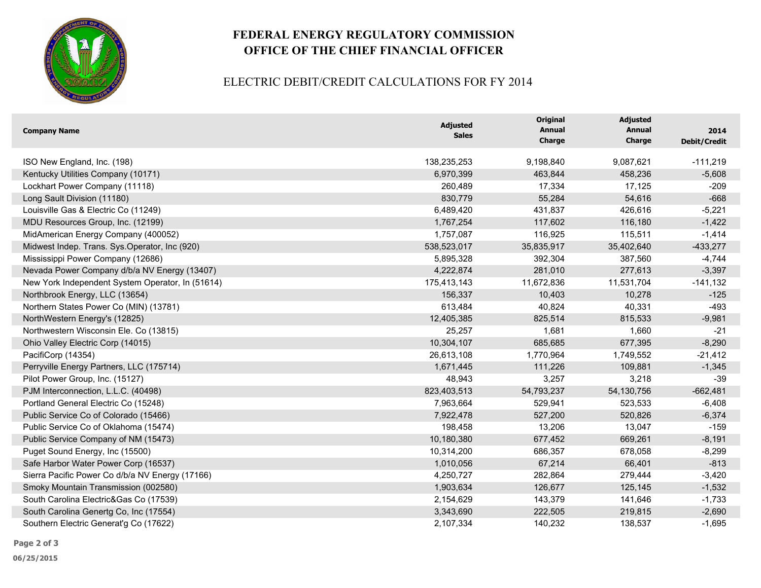# FEDERAL ENERGY REGULATORY COMMISSION
# OFFICE OF THE CHIEF FINANCIAL OFFICER

## ELECTRIC DEBIT/CREDIT CALCULATIONS FOR FY 2014

| Company Name | Adjusted Sales | Original Annual Charge | Adjusted Annual Charge | 2014 Debit/Credit |
|---|---|---|---|---|
| ISO New England, Inc. (198) | 138,235,253 | 9,198,840 | 9,087,621 | -111,219 |
| Kentucky Utilities Company (10171) | 6,970,399 | 463,844 | 458,236 | -5,608 |
| Lockhart Power Company (11118) | 260,489 | 17,334 | 17,125 | -209 |
| Long Sault Division (11180) | 830,779 | 55,284 | 54,616 | -668 |
| Louisville Gas & Electric Co (11249) | 6,489,420 | 431,837 | 426,616 | -5,221 |
| MDU Resources Group, Inc. (12199) | 1,767,254 | 117,602 | 116,180 | -1,422 |
| MidAmerican Energy Company (400052) | 1,757,087 | 116,925 | 115,511 | -1,414 |
| Midwest Indep. Trans. Sys.Operator, Inc (920) | 538,523,017 | 35,835,917 | 35,402,640 | -433,277 |
| Mississippi Power Company (12686) | 5,895,328 | 392,304 | 387,560 | -4,744 |
| Nevada Power Company d/b/a NV Energy (13407) | 4,222,874 | 281,010 | 277,613 | -3,397 |
| New York Independent System Operator, In (51614) | 175,413,143 | 11,672,836 | 11,531,704 | -141,132 |
| Northbrook Energy, LLC (13654) | 156,337 | 10,403 | 10,278 | -125 |
| Northern States Power Co (MIN) (13781) | 613,484 | 40,824 | 40,331 | -493 |
| NorthWestern Energy's (12825) | 12,405,385 | 825,514 | 815,533 | -9,981 |
| Northwestern Wisconsin Ele. Co (13815) | 25,257 | 1,681 | 1,660 | -21 |
| Ohio Valley Electric Corp (14015) | 10,304,107 | 685,685 | 677,395 | -8,290 |
| PacifiCorp (14354) | 26,613,108 | 1,770,964 | 1,749,552 | -21,412 |
| Perryville Energy Partners, LLC (175714) | 1,671,445 | 111,226 | 109,881 | -1,345 |
| Pilot Power Group, Inc. (15127) | 48,943 | 3,257 | 3,218 | -39 |
| PJM Interconnection, L.L.C. (40498) | 823,403,513 | 54,793,237 | 54,130,756 | -662,481 |
| Portland General Electric Co (15248) | 7,963,664 | 529,941 | 523,533 | -6,408 |
| Public Service Co of Colorado (15466) | 7,922,478 | 527,200 | 520,826 | -6,374 |
| Public Service Co of Oklahoma (15474) | 198,458 | 13,206 | 13,047 | -159 |
| Public Service Company of NM (15473) | 10,180,380 | 677,452 | 669,261 | -8,191 |
| Puget Sound Energy, Inc (15500) | 10,314,200 | 686,357 | 678,058 | -8,299 |
| Safe Harbor Water Power Corp (16537) | 1,010,056 | 67,214 | 66,401 | -813 |
| Sierra Pacific Power Co d/b/a NV Energy (17166) | 4,250,727 | 282,864 | 279,444 | -3,420 |
| Smoky Mountain Transmission (002580) | 1,903,634 | 126,677 | 125,145 | -1,532 |
| South Carolina Electric&Gas Co (17539) | 2,154,629 | 143,379 | 141,646 | -1,733 |
| South Carolina Genertg Co, Inc (17554) | 3,343,690 | 222,505 | 219,815 | -2,690 |
| Southern Electric Generat'g Co (17622) | 2,107,334 | 140,232 | 138,537 | -1,695 |

06/25/2015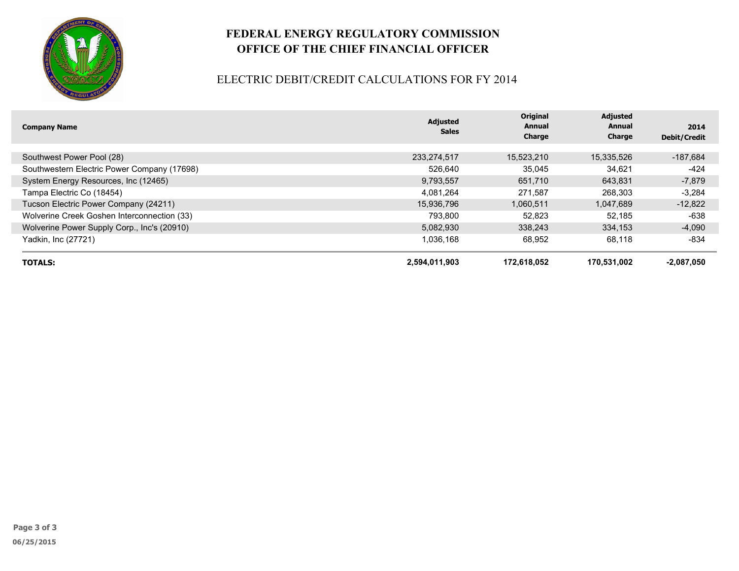# FEDERAL ENERGY REGULATORY COMMISSION
## OFFICE OF THE CHIEF FINANCIAL OFFICER

ELECTRIC DEBIT/CREDIT CALCULATIONS FOR FY 2014

| Company Name | Adjusted Sales | Original Annual Charge | Adjusted Annual Charge | 2014 Debit/Credit |
|---|---|---|---|---|
| Southwest Power Pool (28) | 233,274,517 | 15,523,210 | 15,335,526 | -187,684 |
| Southwestern Electric Power Company (17698) | 526,640 | 35,045 | 34,621 | -424 |
| System Energy Resources, Inc (12465) | 9,793,557 | 651,710 | 643,831 | -7,879 |
| Tampa Electric Co (18454) | 4,081,264 | 271,587 | 268,303 | -3,284 |
| Tucson Electric Power Company (24211) | 15,936,796 | 1,060,511 | 1,047,689 | -12,822 |
| Wolverine Creek Goshen Interconnection (33) | 793,800 | 52,823 | 52,185 | -638 |
| Wolverine Power Supply Corp., Inc's (20910) | 5,082,930 | 338,243 | 334,153 | -4,090 |
| Yadkin, Inc (27721) | 1,036,168 | 68,952 | 68,118 | -834 |
| **TOTALS:** | **2,594,011,903** | **172,618,052** | **170,531,002** | **-2,087,050** |

06/25/2015